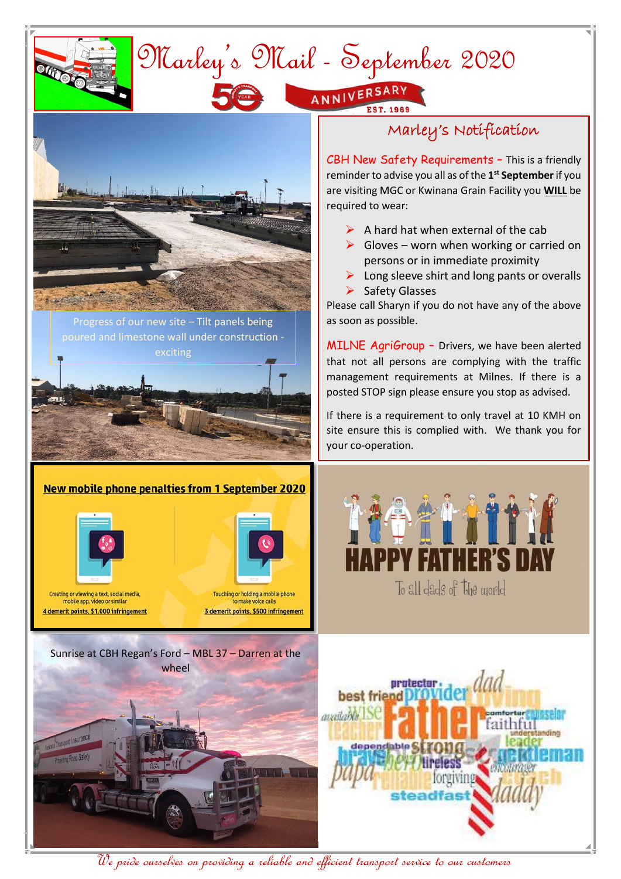# Marley's Mail - September 2020

50 YEAR ANNIVERSARY EST. 1969

Progress of our new site – Tilt panels being poured and limestone wall under construction - exciting

## Marley's Notification

**CBH New Safety Requirements** – This is a friendly reminder to advise you all as of the **1st September** if you are visiting MGC or Kwinana Grain Facility you **WILL** be required to wear:

- A hard hat when external of the cab
- Gloves – worn when working or carried on persons or in immediate proximity
- Long sleeve shirt and long pants or overalls
- Safety Glasses

Please call Sharyn if you do not have any of the above as soon as possible.

**MILNE AgriGroup** – Drivers, we have been alerted that not all persons are complying with the traffic management requirements at Milnes. If there is a posted STOP sign please ensure you stop as advised.

If there is a requirement to only travel at 10 KMH on site ensure this is complied with. We thank you for your co-operation.

### New mobile phone penalties from 1 September 2020

Creating or viewing a text, social media, mobile app, video or similar
4 demerit points, $1,000 infringement

Touching or holding a mobile phone to make voice calls
3 demerit points, $500 infringement

HAPPY FATHER'S DAY
To all dads of the world

Sunrise at CBH Regan's Ford – MBL 37 – Darren at the wheel

*We pride ourselves on providing a reliable and efficient transport service to our customers*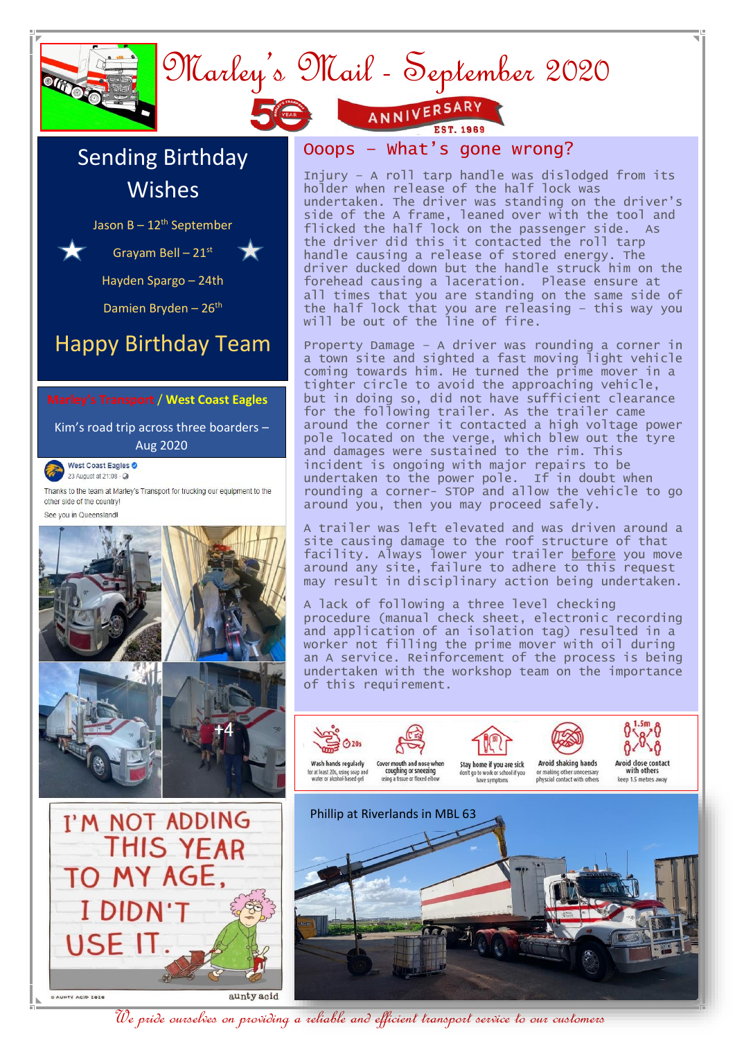# Marley's Mail - September 2020

50 YEAR ANNIVERSARY EST. 1969

## Sending Birthday Wishes

Jason B – 12th September

Grayam Bell – 21st

Hayden Spargo – 24th

Damien Bryden – 26th

**Happy Birthday Team**

**Marley's Transport / West Coast Eagles**

Kim's road trip across three boarders – Aug 2020

West Coast Eagles
23 August at 21:08

Thanks to the team at Marley's Transport for trucking our equipment to the other side of the country!

See you in Queensland!

+4

I'M NOT ADDING THIS YEAR TO MY AGE, I DIDN'T USE IT.

© AUNTY ACID 2020 aunty acid

## Ooops – What's gone wrong?

Injury – A roll tarp handle was dislodged from its holder when release of the half lock was undertaken. The driver was standing on the driver's side of the A frame, leaned over with the tool and flicked the half lock on the passenger side. As the driver did this it contacted the roll tarp handle causing a release of stored energy. The driver ducked down but the handle struck him on the forehead causing a laceration. Please ensure at all times that you are standing on the same side of the half lock that you are releasing – this way you will be out of the line of fire.

Property Damage – A driver was rounding a corner in a town site and sighted a fast moving light vehicle coming towards him. He turned the prime mover in a tighter circle to avoid the approaching vehicle, but in doing so, did not have sufficient clearance for the following trailer. As the trailer came around the corner it contacted a high voltage power pole located on the verge, which blew out the tyre and damages were sustained to the rim. This incident is ongoing with major repairs to be undertaken to the power pole. If in doubt when rounding a corner- STOP and allow the vehicle to go around you, then you may proceed safely.

A trailer was left elevated and was driven around a site causing damage to the roof structure of that facility. Always lower your trailer before you move around any site, failure to adhere to this request may result in disciplinary action being undertaken.

A lack of following a three level checking procedure (manual check sheet, electronic recording and application of an isolation tag) resulted in a worker not filling the prime mover with oil during an A service. Reinforcement of the process is being undertaken with the workshop team on the importance of this requirement.

Wash hands regularly – for at least 20s, using soap and water or alcohol-based gel

Cover mouth and nose when coughing or sneezing – using a tissue or flexed elbow

Stay home if you are sick – don't go to work or school if you have symptoms

Avoid shaking hands – or making other unnecessary physical contact with others

Avoid close contact with others – keep 1.5 metres away

Phillip at Riverlands in MBL 63

*We pride ourselves on providing a reliable and efficient transport service to our customers*